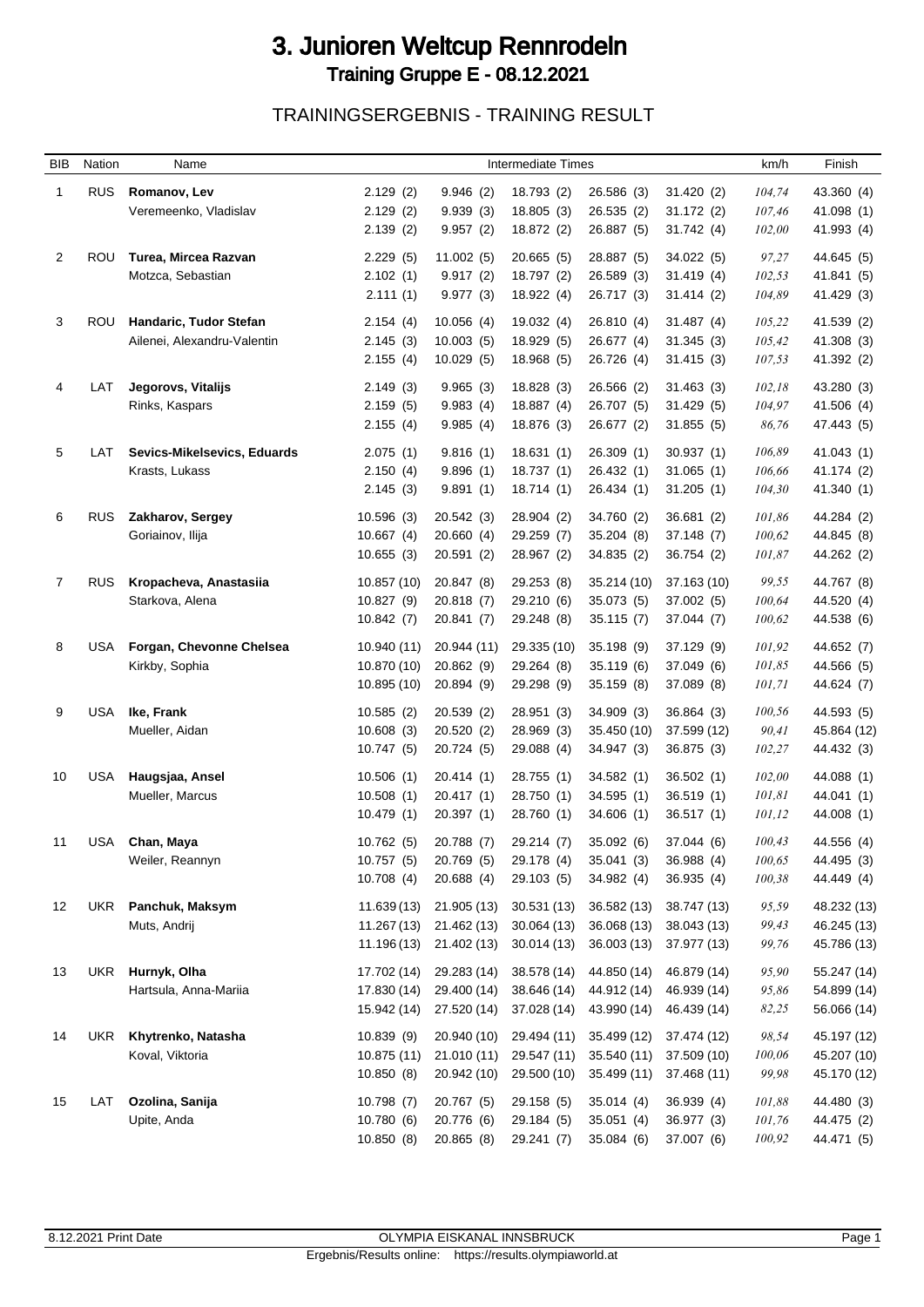# 3. Junioren Weltcup Rennrodeln

## Training Gruppe E - 08.12.2021

### TRAININGSERGEBNIS - TRAINING RESULT

| BIB | Nation | Name | Intermediate Times | | | | | km/h | Finish |
|---|---|---|---|---|---|---|---|---|---|
| 1 | RUS | **Romanov, Lev** | 2.129 (2) | 9.946 (2) | 18.793 (2) | 26.586 (3) | 31.420 (2) | *104,74* | 43.360 (4) |
| | | Veremeenko, Vladislav | 2.129 (2) | 9.939 (3) | 18.805 (3) | 26.535 (2) | 31.172 (2) | *107,46* | 41.098 (1) |
| | | | 2.139 (2) | 9.957 (2) | 18.872 (2) | 26.887 (5) | 31.742 (4) | *102,00* | 41.993 (4) |
| 2 | ROU | **Turea, Mircea Razvan** | 2.229 (5) | 11.002 (5) | 20.665 (5) | 28.887 (5) | 34.022 (5) | *97,27* | 44.645 (5) |
| | | Motzca, Sebastian | 2.102 (1) | 9.917 (2) | 18.797 (2) | 26.589 (3) | 31.419 (4) | *102,53* | 41.841 (5) |
| | | | 2.111 (1) | 9.977 (3) | 18.922 (4) | 26.717 (3) | 31.414 (2) | *104,89* | 41.429 (3) |
| 3 | ROU | **Handaric, Tudor Stefan** | 2.154 (4) | 10.056 (4) | 19.032 (4) | 26.810 (4) | 31.487 (4) | *105,22* | 41.539 (2) |
| | | Ailenei, Alexandru-Valentin | 2.145 (3) | 10.003 (5) | 18.929 (5) | 26.677 (4) | 31.345 (3) | *105,42* | 41.308 (3) |
| | | | 2.155 (4) | 10.029 (5) | 18.968 (5) | 26.726 (4) | 31.415 (3) | *107,53* | 41.392 (2) |
| 4 | LAT | **Jegorovs, Vitalijs** | 2.149 (3) | 9.965 (3) | 18.828 (3) | 26.566 (2) | 31.463 (3) | *102,18* | 43.280 (3) |
| | | Rinks, Kaspars | 2.159 (5) | 9.983 (4) | 18.887 (4) | 26.707 (5) | 31.429 (5) | *104,97* | 41.506 (4) |
| | | | 2.155 (4) | 9.985 (4) | 18.876 (3) | 26.677 (2) | 31.855 (5) | *86,76* | 47.443 (5) |
| 5 | LAT | **Sevics-Mikelsevics, Eduards** | 2.075 (1) | 9.816 (1) | 18.631 (1) | 26.309 (1) | 30.937 (1) | *106,89* | 41.043 (1) |
| | | Krasts, Lukass | 2.150 (4) | 9.896 (1) | 18.737 (1) | 26.432 (1) | 31.065 (1) | *106,66* | 41.174 (2) |
| | | | 2.145 (3) | 9.891 (1) | 18.714 (1) | 26.434 (1) | 31.205 (1) | *104,30* | 41.340 (1) |
| 6 | RUS | **Zakharov, Sergey** | 10.596 (3) | 20.542 (3) | 28.904 (2) | 34.760 (2) | 36.681 (2) | *101,86* | 44.284 (2) |
| | | Goriainov, Ilija | 10.667 (4) | 20.660 (4) | 29.259 (7) | 35.204 (8) | 37.148 (7) | *100,62* | 44.845 (8) |
| | | | 10.655 (3) | 20.591 (2) | 28.967 (2) | 34.835 (2) | 36.754 (2) | *101,87* | 44.262 (2) |
| 7 | RUS | **Kropacheva, Anastasiia** | 10.857 (10) | 20.847 (8) | 29.253 (8) | 35.214 (10) | 37.163 (10) | *99,55* | 44.767 (8) |
| | | Starkova, Alena | 10.827 (9) | 20.818 (7) | 29.210 (6) | 35.073 (5) | 37.002 (5) | *100,64* | 44.520 (4) |
| | | | 10.842 (7) | 20.841 (7) | 29.248 (8) | 35.115 (7) | 37.044 (7) | *100,62* | 44.538 (6) |
| 8 | USA | **Forgan, Chevonne Chelsea** | 10.940 (11) | 20.944 (11) | 29.335 (10) | 35.198 (9) | 37.129 (9) | *101,92* | 44.652 (7) |
| | | Kirkby, Sophia | 10.870 (10) | 20.862 (9) | 29.264 (8) | 35.119 (6) | 37.049 (6) | *101,85* | 44.566 (5) |
| | | | 10.895 (10) | 20.894 (9) | 29.298 (9) | 35.159 (8) | 37.089 (8) | *101,71* | 44.624 (7) |
| 9 | USA | **Ike, Frank** | 10.585 (2) | 20.539 (2) | 28.951 (3) | 34.909 (3) | 36.864 (3) | *100,56* | 44.593 (5) |
| | | Mueller, Aidan | 10.608 (3) | 20.520 (2) | 28.969 (3) | 35.450 (10) | 37.599 (12) | *90,41* | 45.864 (12) |
| | | | 10.747 (5) | 20.724 (5) | 29.088 (4) | 34.947 (3) | 36.875 (3) | *102,27* | 44.432 (3) |
| 10 | USA | **Haugsjaa, Ansel** | 10.506 (1) | 20.414 (1) | 28.755 (1) | 34.582 (1) | 36.502 (1) | *102,00* | 44.088 (1) |
| | | Mueller, Marcus | 10.508 (1) | 20.417 (1) | 28.750 (1) | 34.595 (1) | 36.519 (1) | *101,81* | 44.041 (1) |
| | | | 10.479 (1) | 20.397 (1) | 28.760 (1) | 34.606 (1) | 36.517 (1) | *101,12* | 44.008 (1) |
| 11 | USA | **Chan, Maya** | 10.762 (5) | 20.788 (7) | 29.214 (7) | 35.092 (6) | 37.044 (6) | *100,43* | 44.556 (4) |
| | | Weiler, Reannyn | 10.757 (5) | 20.769 (5) | 29.178 (4) | 35.041 (3) | 36.988 (4) | *100,65* | 44.495 (3) |
| | | | 10.708 (4) | 20.688 (4) | 29.103 (5) | 34.982 (4) | 36.935 (4) | *100,38* | 44.449 (4) |
| 12 | UKR | **Panchuk, Maksym** | 11.639 (13) | 21.905 (13) | 30.531 (13) | 36.582 (13) | 38.747 (13) | *95,59* | 48.232 (13) |
| | | Muts, Andrij | 11.267 (13) | 21.462 (13) | 30.064 (13) | 36.068 (13) | 38.043 (13) | *99,43* | 46.245 (13) |
| | | | 11.196 (13) | 21.402 (13) | 30.014 (13) | 36.003 (13) | 37.977 (13) | *99,76* | 45.786 (13) |
| 13 | UKR | **Hurnyk, Olha** | 17.702 (14) | 29.283 (14) | 38.578 (14) | 44.850 (14) | 46.879 (14) | *95,90* | 55.247 (14) |
| | | Hartsula, Anna-Mariia | 17.830 (14) | 29.400 (14) | 38.646 (14) | 44.912 (14) | 46.939 (14) | *95,86* | 54.899 (14) |
| | | | 15.942 (14) | 27.520 (14) | 37.028 (14) | 43.990 (14) | 46.439 (14) | *82,25* | 56.066 (14) |
| 14 | UKR | **Khytrenko, Natasha** | 10.839 (9) | 20.940 (10) | 29.494 (11) | 35.499 (12) | 37.474 (12) | *98,54* | 45.197 (12) |
| | | Koval, Viktoria | 10.875 (11) | 21.010 (11) | 29.547 (11) | 35.540 (11) | 37.509 (10) | *100,06* | 45.207 (10) |
| | | | 10.850 (8) | 20.942 (10) | 29.500 (10) | 35.499 (11) | 37.468 (11) | *99,98* | 45.170 (12) |
| 15 | LAT | **Ozolina, Sanija** | 10.798 (7) | 20.767 (5) | 29.158 (5) | 35.014 (4) | 36.939 (4) | *101,88* | 44.480 (3) |
| | | Upite, Anda | 10.780 (6) | 20.776 (6) | 29.184 (5) | 35.051 (4) | 36.977 (3) | *101,76* | 44.475 (2) |
| | | | 10.850 (8) | 20.865 (8) | 29.241 (7) | 35.084 (6) | 37.007 (6) | *100,92* | 44.471 (5) |

8.12.2021 Print Date — OLYMPIA EISKANAL INNSBRUCK

Ergebnis/Results online: https://results.olympiaworld.at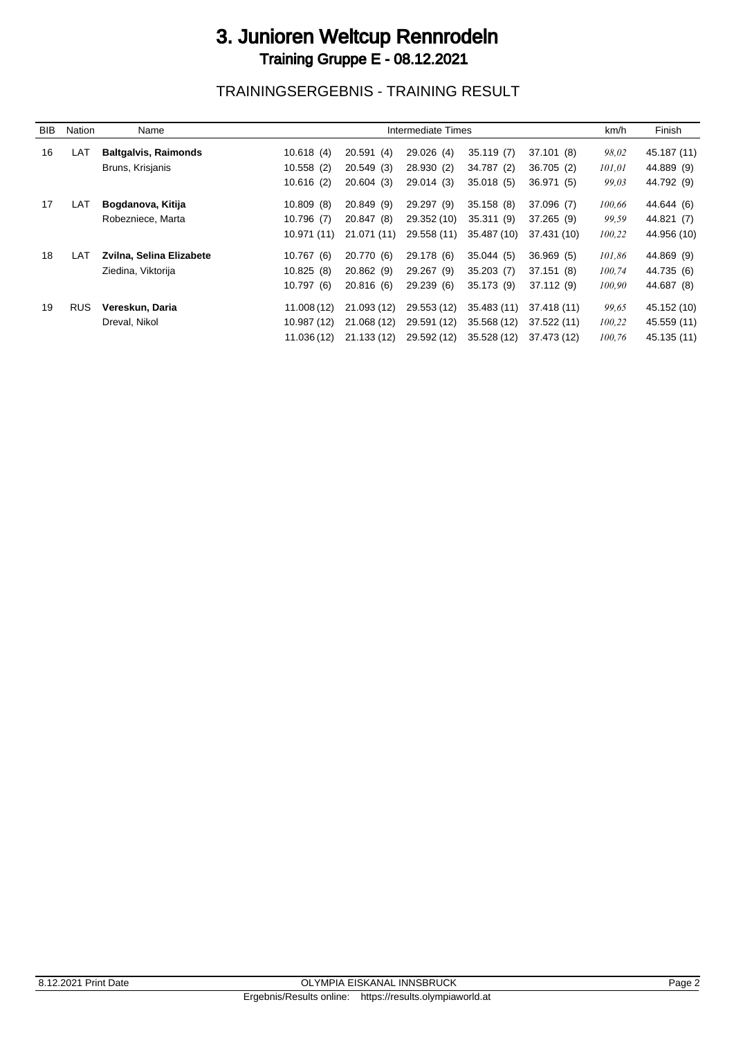# 3. Junioren Weltcup Rennrodeln

## Training Gruppe E - 08.12.2021

### TRAININGSERGEBNIS - TRAINING RESULT

| BIB | Nation | Name | Intermediate Times | | | | | km/h | Finish |
|---|---|---|---|---|---|---|---|---|---|
| 16 | LAT | **Baltgalvis, Raimonds** | 10.618 (4) | 20.591 (4) | 29.026 (4) | 35.119 (7) | 37.101 (8) | *98,02* | 45.187 (11) |
| | | Bruns, Krisjanis | 10.558 (2) | 20.549 (3) | 28.930 (2) | 34.787 (2) | 36.705 (2) | *101,01* | 44.889 (9) |
| | | | 10.616 (2) | 20.604 (3) | 29.014 (3) | 35.018 (5) | 36.971 (5) | *99,03* | 44.792 (9) |
| 17 | LAT | **Bogdanova, Kitija** | 10.809 (8) | 20.849 (9) | 29.297 (9) | 35.158 (8) | 37.096 (7) | *100,66* | 44.644 (6) |
| | | Robezniece, Marta | 10.796 (7) | 20.847 (8) | 29.352 (10) | 35.311 (9) | 37.265 (9) | *99,59* | 44.821 (7) |
| | | | 10.971 (11) | 21.071 (11) | 29.558 (11) | 35.487 (10) | 37.431 (10) | *100,22* | 44.956 (10) |
| 18 | LAT | **Zvilna, Selina Elizabete** | 10.767 (6) | 20.770 (6) | 29.178 (6) | 35.044 (5) | 36.969 (5) | *101,86* | 44.869 (9) |
| | | Ziedina, Viktorija | 10.825 (8) | 20.862 (9) | 29.267 (9) | 35.203 (7) | 37.151 (8) | *100,74* | 44.735 (6) |
| | | | 10.797 (6) | 20.816 (6) | 29.239 (6) | 35.173 (9) | 37.112 (9) | *100,90* | 44.687 (8) |
| 19 | RUS | **Vereskun, Daria** | 11.008 (12) | 21.093 (12) | 29.553 (12) | 35.483 (11) | 37.418 (11) | *99,65* | 45.152 (10) |
| | | Dreval, Nikol | 10.987 (12) | 21.068 (12) | 29.591 (12) | 35.568 (12) | 37.522 (11) | *100,22* | 45.559 (11) |
| | | | 11.036 (12) | 21.133 (12) | 29.592 (12) | 35.528 (12) | 37.473 (12) | *100,76* | 45.135 (11) |

8.12.2021 Print Date | OLYMPIA EISKANAL INNSBRUCK

Ergebnis/Results online: https://results.olympiaworld.at